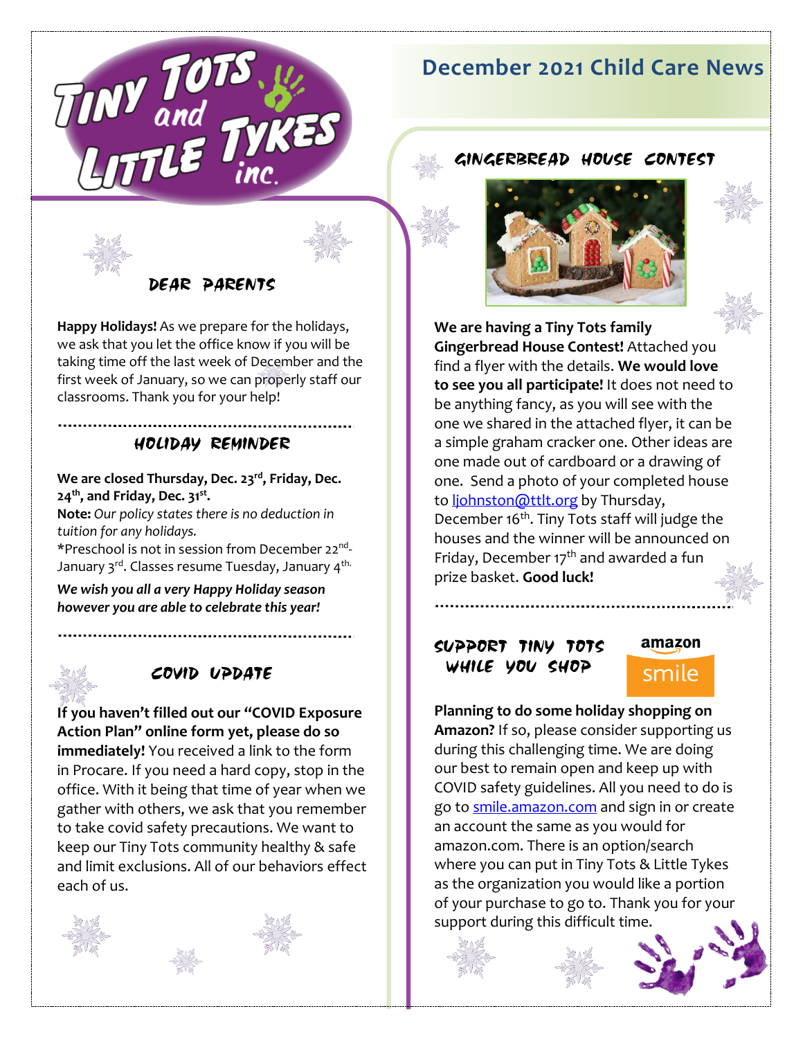# Tiny Tots and Little Tykes inc.

# December 2021 Child Care News

## Dear Parents

**Happy Holidays!** As we prepare for the holidays, we ask that you let the office know if you will be taking time off the last week of December and the first week of January, so we can properly staff our classrooms. Thank you for your help!

## Holiday Reminder

**We are closed Thursday, Dec. 23rd, Friday, Dec. 24th, and Friday, Dec. 31st.**

**Note:** *Our policy states there is no deduction in tuition for any holidays.*

*Preschool is not in session from December 22nd-January 3rd. Classes resume Tuesday, January 4th.

***We wish you all a very Happy Holiday season however you are able to celebrate this year!***

## COVID Update

**If you haven't filled out our "COVID Exposure Action Plan" online form yet, please do so immediately!** You received a link to the form in Procare. If you need a hard copy, stop in the office. With it being that time of year when we gather with others, we ask that you remember to take covid safety precautions. We want to keep our Tiny Tots community healthy & safe and limit exclusions. All of our behaviors effect each of us.

## Gingerbread House Contest

**We are having a Tiny Tots family Gingerbread House Contest!** Attached you find a flyer with the details. **We would love to see you all participate!** It does not need to be anything fancy, as you will see with the one we shared in the attached flyer, it can be a simple graham cracker one. Other ideas are one made out of cardboard or a drawing of one. Send a photo of your completed house to ljohnston@ttlt.org by Thursday, December 16th. Tiny Tots staff will judge the houses and the winner will be announced on Friday, December 17th and awarded a fun prize basket. **Good luck!**

## Support Tiny Tots While You Shop

amazon smile

**Planning to do some holiday shopping on Amazon?** If so, please consider supporting us during this challenging time. We are doing our best to remain open and keep up with COVID safety guidelines. All you need to do is go to smile.amazon.com and sign in or create an account the same as you would for amazon.com. There is an option/search where you can put in Tiny Tots & Little Tykes as the organization you would like a portion of your purchase to go to. Thank you for your support during this difficult time.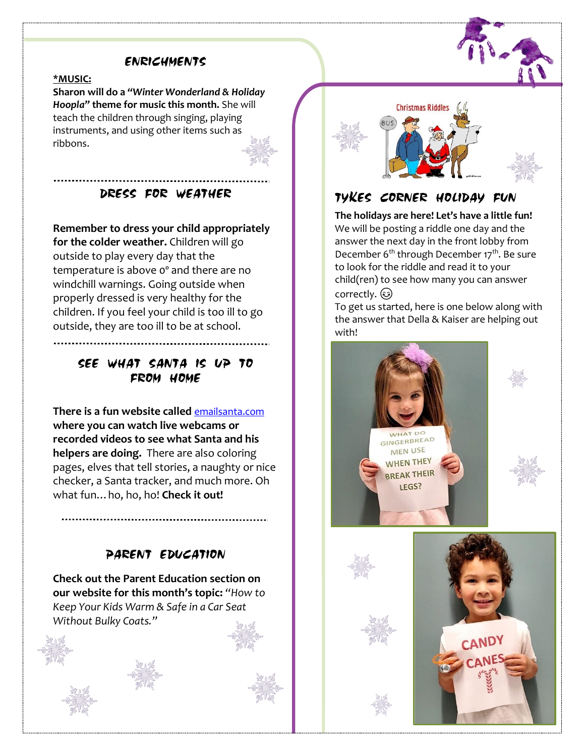## ENRICHMENTS

**\*MUSIC:**

**Sharon will do a *"Winter Wonderland & Holiday Hoopla"* theme for music this month.** She will teach the children through singing, playing instruments, and using other items such as ribbons.

## DRESS FOR WEATHER

**Remember to dress your child appropriately for the colder weather.** Children will go outside to play every day that the temperature is above 0° and there are no windchill warnings. Going outside when properly dressed is very healthy for the children. If you feel your child is too ill to go outside, they are too ill to be at school.

## SEE WHAT SANTA IS UP TO FROM HOME

**There is a fun website called** emailsanta.com **where you can watch live webcams or recorded videos to see what Santa and his helpers are doing.** There are also coloring pages, elves that tell stories, a naughty or nice checker, a Santa tracker, and much more. Oh what fun… ho, ho, ho! **Check it out!**

## PARENT EDUCATION

**Check out the Parent Education section on our website for this month's topic:** *"How to Keep Your Kids Warm & Safe in a Car Seat Without Bulky Coats."*

Christmas Riddles

## TYKES CORNER HOLIDAY FUN

**The holidays are here! Let's have a little fun!** We will be posting a riddle one day and the answer the next day in the front lobby from December 6th through December 17th. Be sure to look for the riddle and read it to your child(ren) to see how many you can answer correctly. ☺

To get us started, here is one below along with the answer that Della & Kaiser are helping out with!

WHAT DO GINGERBREAD MEN USE WHEN THEY BREAK THEIR LEGS?

CANDY CANES